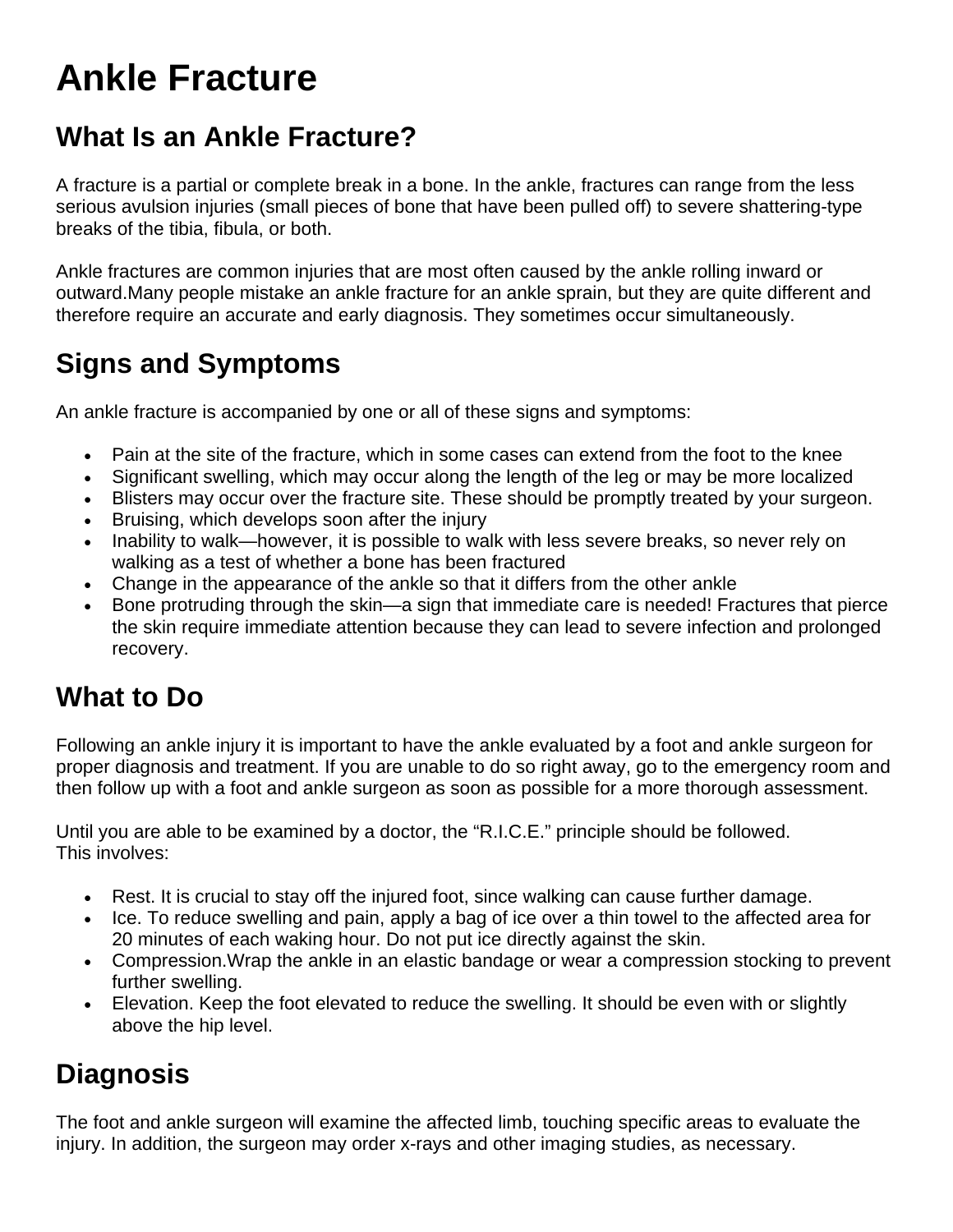# Ankle Fracture

## What Is an Ankle Fracture?

A fracture is a partial or complete break in a bone. In the ankle, fractures can range from the less serious avulsion injuries (small pieces of bone that have been pulled off) to severe shattering-type breaks of the tibia, fibula, or both.

Ankle fractures are common injuries that are most often caused by the ankle rolling inward or outward.Many people mistake an ankle fracture for an ankle sprain, but they are quite different and therefore require an accurate and early diagnosis. They sometimes occur simultaneously.

## Signs and Symptoms

An ankle fracture is accompanied by one or all of these signs and symptoms:

- Pain at the site of the fracture, which in some cases can extend from the foot to the knee
- Significant swelling, which may occur along the length of the leg or may be more localized
- Blisters may occur over the fracture site. These should be promptly treated by your surgeon.
- Bruising, which develops soon after the injury
- Inability to walk—however, it is possible to walk with less severe breaks, so never rely on walking as a test of whether a bone has been fractured
- Change in the appearance of the ankle so that it differs from the other ankle
- Bone protruding through the skin—a sign that immediate care is needed! Fractures that pierce the skin require immediate attention because they can lead to severe infection and prolonged recovery.

## What to Do

Following an ankle injury it is important to have the ankle evaluated by a foot and ankle surgeon for proper diagnosis and treatment. If you are unable to do so right away, go to the emergency room and then follow up with a foot and ankle surgeon as soon as possible for a more thorough assessment.

Until you are able to be examined by a doctor, the “R.I.C.E.” principle should be followed.
This involves:

- Rest. It is crucial to stay off the injured foot, since walking can cause further damage.
- Ice. To reduce swelling and pain, apply a bag of ice over a thin towel to the affected area for 20 minutes of each waking hour. Do not put ice directly against the skin.
- Compression.Wrap the ankle in an elastic bandage or wear a compression stocking to prevent further swelling.
- Elevation. Keep the foot elevated to reduce the swelling. It should be even with or slightly above the hip level.

## Diagnosis

The foot and ankle surgeon will examine the affected limb, touching specific areas to evaluate the injury. In addition, the surgeon may order x-rays and other imaging studies, as necessary.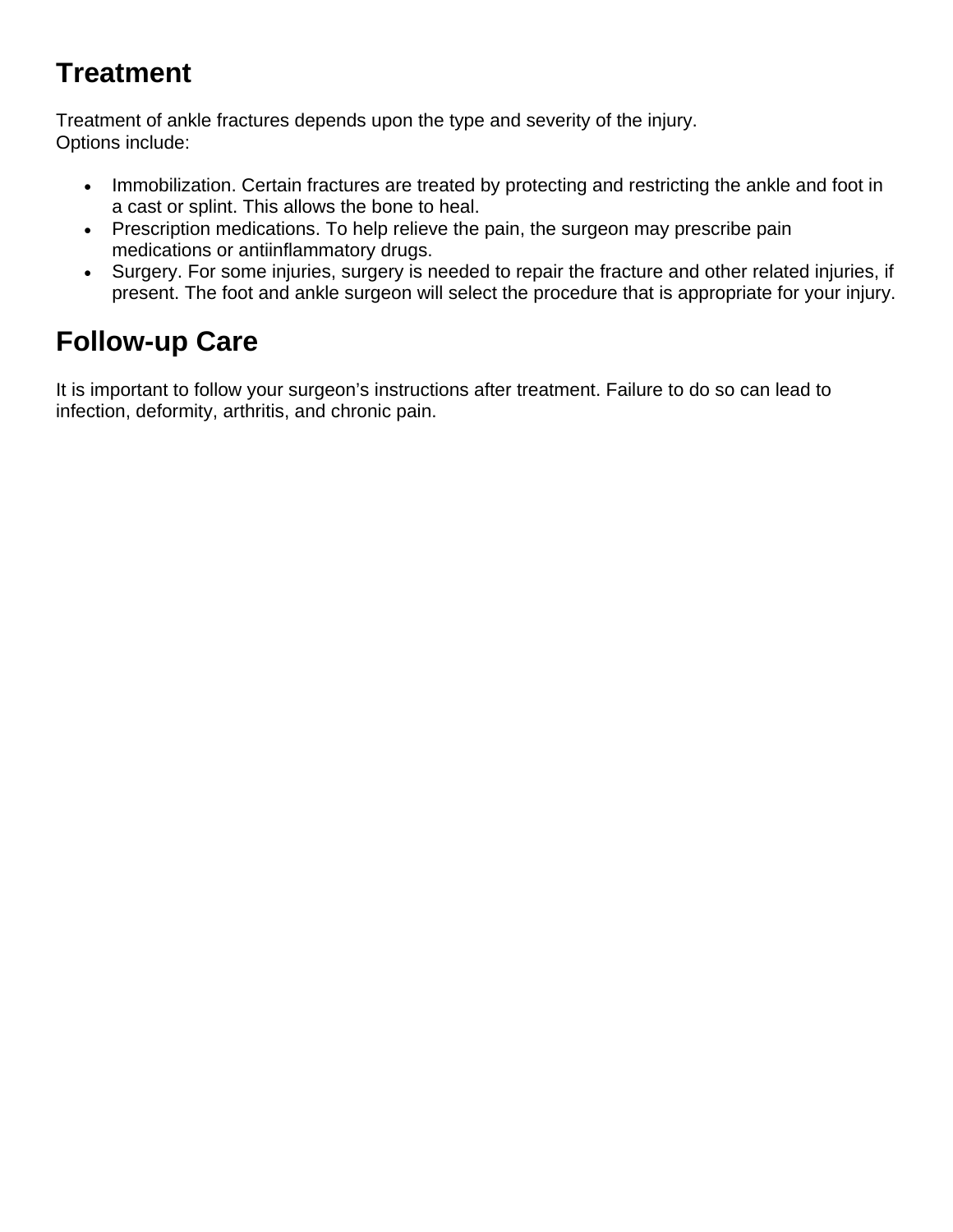## Treatment

Treatment of ankle fractures depends upon the type and severity of the injury.
Options include:

- Immobilization. Certain fractures are treated by protecting and restricting the ankle and foot in a cast or splint. This allows the bone to heal.
- Prescription medications. To help relieve the pain, the surgeon may prescribe pain medications or antiinflammatory drugs.
- Surgery. For some injuries, surgery is needed to repair the fracture and other related injuries, if present. The foot and ankle surgeon will select the procedure that is appropriate for your injury.

## Follow-up Care

It is important to follow your surgeon's instructions after treatment. Failure to do so can lead to infection, deformity, arthritis, and chronic pain.